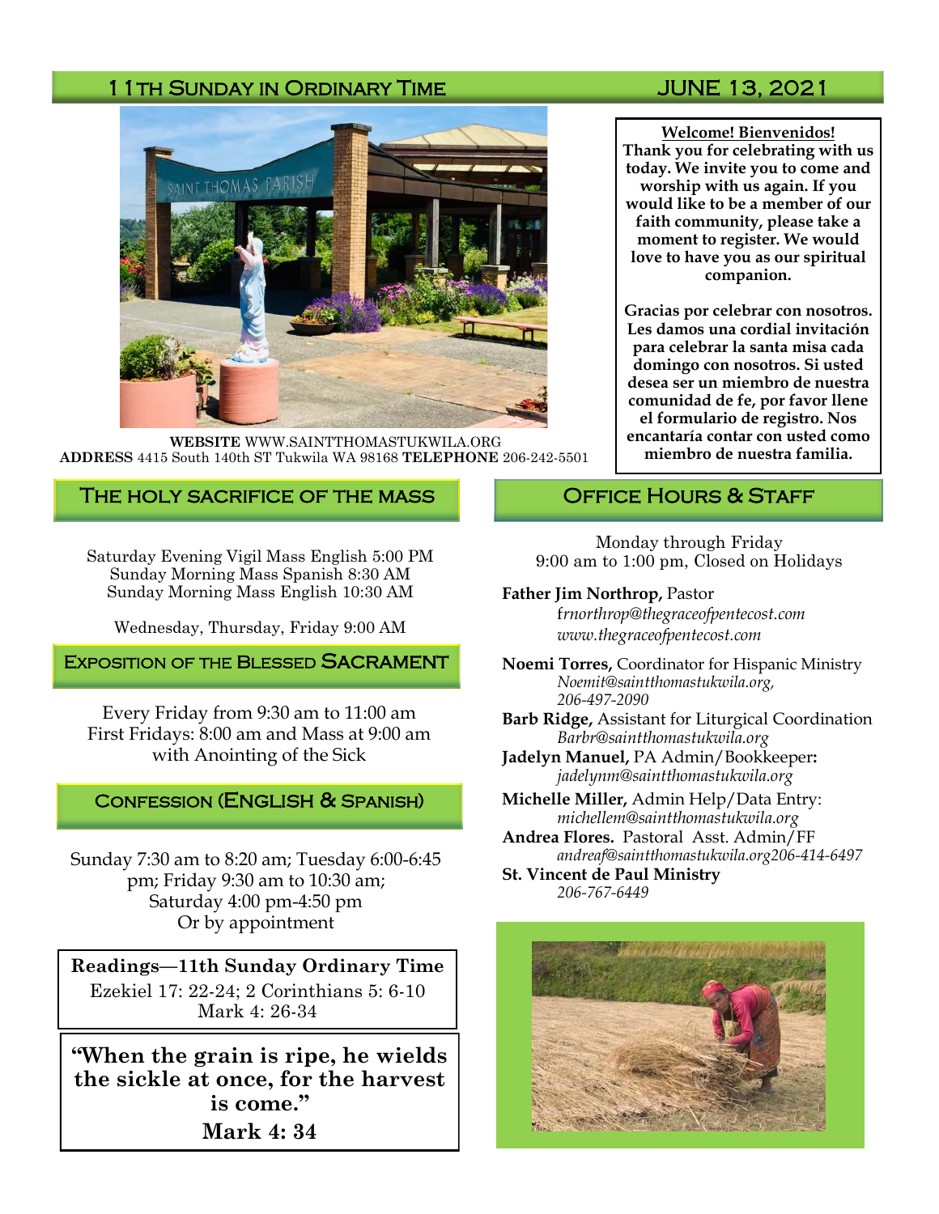# 11th Sunday in Ordinary Time — JUNE 13, 2021

**WEBSITE** WWW.SAINTTHOMASTUKWILA.ORG
**ADDRESS** 4415 South 140th ST Tukwila WA 98168 **TELEPHONE** 206-242-5501

**Welcome! Bienvenidos!**
**Thank you for celebrating with us today. We invite you to come and worship with us again. If you would like to be a member of our faith community, please take a moment to register. We would love to have you as our spiritual companion.**

**Gracias por celebrar con nosotros. Les damos una cordial invitación para celebrar la santa misa cada domingo con nosotros. Si usted desea ser un miembro de nuestra comunidad de fe, por favor llene el formulario de registro. Nos encantaría contar con usted como miembro de nuestra familia.**

## The Holy Sacrifice of the Mass

Saturday Evening Vigil Mass English 5:00 PM
Sunday Morning Mass Spanish 8:30 AM
Sunday Morning Mass English 10:30 AM

Wednesday, Thursday, Friday 9:00 AM

## Exposition of the Blessed Sacrament

Every Friday from 9:30 am to 11:00 am
First Fridays: 8:00 am and Mass at 9:00 am with Anointing of the Sick

## Confession (English & Spanish)

Sunday 7:30 am to 8:20 am; Tuesday 6:00-6:45 pm; Friday 9:30 am to 10:30 am; Saturday 4:00 pm-4:50 pm
Or by appointment

**Readings—11th Sunday Ordinary Time**
Ezekiel 17: 22-24; 2 Corinthians 5: 6-10
Mark 4: 26-34

**"When the grain is ripe, he wields the sickle at once, for the harvest is come."**
**Mark 4: 34**

## Office Hours & Staff

Monday through Friday
9:00 am to 1:00 pm, Closed on Holidays

**Father Jim Northrop,** Pastor
*frnorthrop@thegraceofpentecost.com*
*www.thegraceofpentecost.com*

**Noemi Torres,** Coordinator for Hispanic Ministry
*Noemit@saintthomastukwila.org, 206-497-2090*

**Barb Ridge,** Assistant for Liturgical Coordination
*Barbr@saintthomastukwila.org*

**Jadelyn Manuel,** PA Admin/Bookkeeper**:**
*jadelynm@saintthomastukwila.org*

**Michelle Miller,** Admin Help/Data Entry:
*michellem@saintthomastukwila.org*

**Andrea Flores.** Pastoral Asst. Admin/FF
*andreaf@saintthomastukwila.org206-414-6497*

**St. Vincent de Paul Ministry**
*206-767-6449*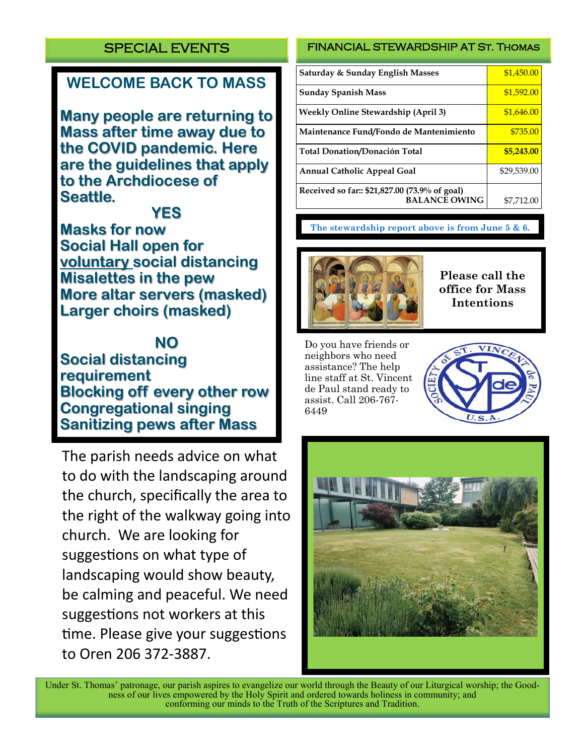## SPECIAL EVENTS

### WELCOME BACK TO MASS

**Many people are returning to Mass after time away due to the COVID pandemic. Here are the guidelines that apply to the Archdiocese of Seattle.**

**YES**

**Masks for now**
**Social Hall open for voluntary social distancing**
**Misalettes in the pew**
**More altar servers (masked)**
**Larger choirs (masked)**

**NO**

**Social distancing requirement**
**Blocking off every other row**
**Congregational singing**
**Sanitizing pews after Mass**

The parish needs advice on what to do with the landscaping around the church, specifically the area to the right of the walkway going into church. We are looking for suggestions on what type of landscaping would show beauty, be calming and peaceful. We need suggestions not workers at this time. Please give your suggestions to Oren 206 372-3887.

## FINANCIAL STEWARDSHIP AT ST. THOMAS

| | |
|---|---|
| Saturday & Sunday English Masses | $1,450.00 |
| Sunday Spanish Mass | $1,592.00 |
| Weekly Online Stewardship (April 3) | $1,646.00 |
| Maintenance Fund/Fondo de Mantenimiento | $735.00 |
| **Total Donation/Donación Total** | **$5,243.00** |
| Annual Catholic Appeal Goal | $29,539.00 |
| Received so far:: $21,827.00 (73.9% of goal) BALANCE OWING | $7,712.00 |

The stewardship report above is from June 5 & 6.

**Please call the office for Mass Intentions**

Do you have friends or neighbors who need assistance? The help line staff at St. Vincent de Paul stand ready to assist. Call 206-767-6449

Under St. Thomas' patronage, our parish aspires to evangelize our world through the Beauty of our Liturgical worship; the Goodness of our lives empowered by the Holy Spirit and ordered towards holiness in community; and conforming our minds to the Truth of the Scriptures and Tradition.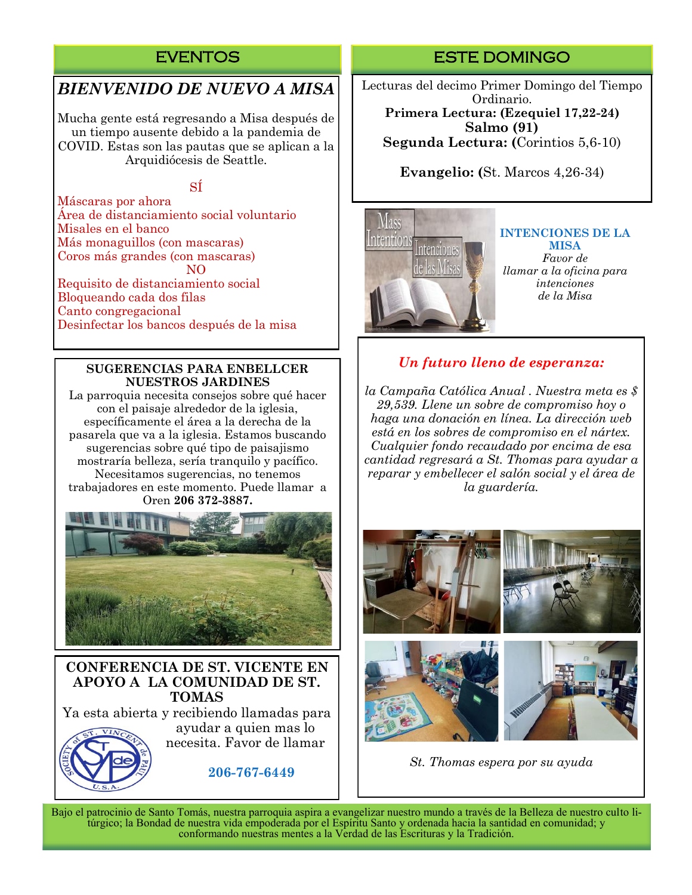## EVENTOS

### *BIENVENIDO DE NUEVO A MISA*

Mucha gente está regresando a Misa después de un tiempo ausente debido a la pandemia de COVID. Estas son las pautas que se aplican a la Arquidiócesis de Seattle.

SÍ

Máscaras por ahora
Área de distanciamiento social voluntario
Misales en el banco
Más monaguillos (con mascaras)
Coros más grandes (con mascaras)

NO

Requisito de distanciamiento social
Bloqueando cada dos filas
Canto congregacional
Desinfectar los bancos después de la misa

### SUGERENCIAS PARA ENBELLCER NUESTROS JARDINES

La parroquia necesita consejos sobre qué hacer con el paisaje alrededor de la iglesia, específicamente el área a la derecha de la pasarela que va a la iglesia. Estamos buscando sugerencias sobre qué tipo de paisajismo mostraría belleza, sería tranquilo y pacífico. Necesitamos sugerencias, no tenemos trabajadores en este momento. Puede llamar a Oren **206 372-3887.**

### CONFERENCIA DE ST. VICENTE EN APOYO A LA COMUNIDAD DE ST. TOMAS

Ya esta abierta y recibiendo llamadas para ayudar a quien mas lo necesita. Favor de llamar

**206-767-6449**

## ESTE DOMINGO

Lecturas del decimo Primer Domingo del Tiempo Ordinario.

**Primera Lectura: (Ezequiel 17,22-24)**

**Salmo (91)**

**Segunda Lectura: (**Corintios 5,6-10)

**Evangelio: (**St. Marcos 4,26-34)

**INTENCIONES DE LA MISA**

*Favor de llamar a la oficina para intenciones de la Misa*

### *Un futuro lleno de esperanza:*

*la Campaña Católica Anual . Nuestra meta es $ 29,539. Llene un sobre de compromiso hoy o haga una donación en línea. La dirección web está en los sobres de compromiso en el nártex. Cualquier fondo recaudado por encima de esa cantidad regresará a St. Thomas para ayudar a reparar y embellecer el salón social y el área de la guardería.*

*St. Thomas espera por su ayuda*

Bajo el patrocinio de Santo Tomás, nuestra parroquia aspira a evangelizar nuestro mundo a través de la Belleza de nuestro culto litúrgico; la Bondad de nuestra vida empoderada por el Espíritu Santo y ordenada hacia la santidad en comunidad; y conformando nuestras mentes a la Verdad de las Escrituras y la Tradición.